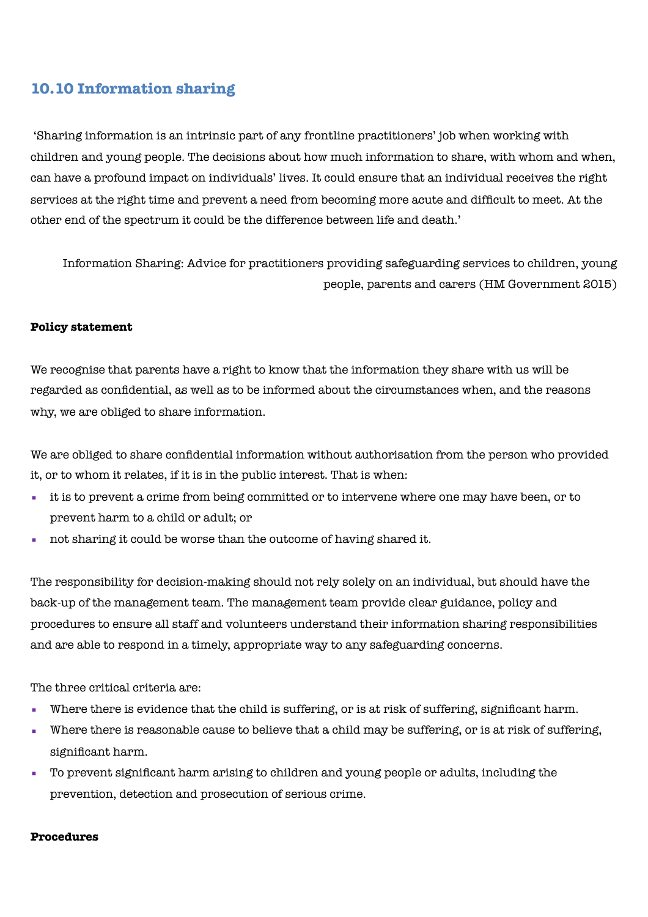## 10.10 Information sharing

'Sharing information is an intrinsic part of any frontline practitioners' job when working with children and young people. The decisions about how much information to share, with whom and when, can have a profound impact on individuals' lives. It could ensure that an individual receives the right services at the right time and prevent a need from becoming more acute and difficult to meet. At the other end of the spectrum it could be the difference between life and death.'

Information Sharing: Advice for practitioners providing safeguarding services to children, young people, parents and carers (HM Government 2015)

**Policy statement**

We recognise that parents have a right to know that the information they share with us will be regarded as confidential, as well as to be informed about the circumstances when, and the reasons why, we are obliged to share information.

We are obliged to share confidential information without authorisation from the person who provided it, or to whom it relates, if it is in the public interest. That is when:

- it is to prevent a crime from being committed or to intervene where one may have been, or to prevent harm to a child or adult; or
- not sharing it could be worse than the outcome of having shared it.

The responsibility for decision-making should not rely solely on an individual, but should have the back-up of the management team. The management team provide clear guidance, policy and procedures to ensure all staff and volunteers understand their information sharing responsibilities and are able to respond in a timely, appropriate way to any safeguarding concerns.

The three critical criteria are:

- Where there is evidence that the child is suffering, or is at risk of suffering, significant harm.
- Where there is reasonable cause to believe that a child may be suffering, or is at risk of suffering, significant harm.
- To prevent significant harm arising to children and young people or adults, including the prevention, detection and prosecution of serious crime.

**Procedures**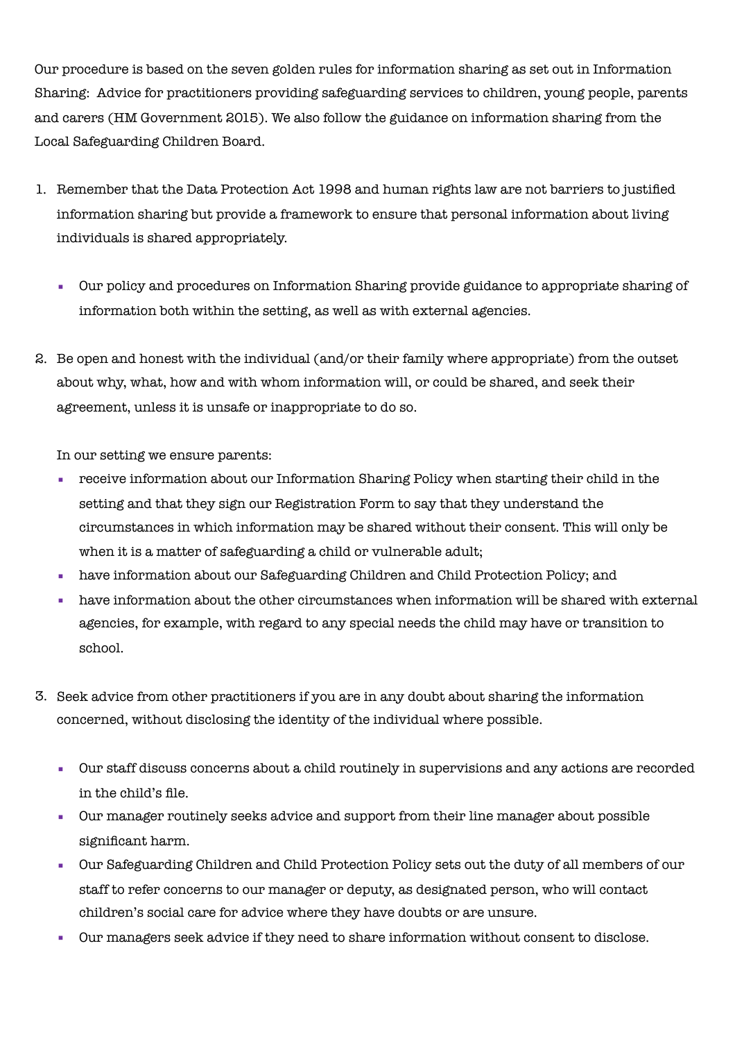Our procedure is based on the seven golden rules for information sharing as set out in Information Sharing: Advice for practitioners providing safeguarding services to children, young people, parents and carers (HM Government 2015). We also follow the guidance on information sharing from the Local Safeguarding Children Board.

1. Remember that the Data Protection Act 1998 and human rights law are not barriers to justified information sharing but provide a framework to ensure that personal information about living individuals is shared appropriately.

   - Our policy and procedures on Information Sharing provide guidance to appropriate sharing of information both within the setting, as well as with external agencies.

2. Be open and honest with the individual (and/or their family where appropriate) from the outset about why, what, how and with whom information will, or could be shared, and seek their agreement, unless it is unsafe or inappropriate to do so.

   In our setting we ensure parents:

   - receive information about our Information Sharing Policy when starting their child in the setting and that they sign our Registration Form to say that they understand the circumstances in which information may be shared without their consent. This will only be when it is a matter of safeguarding a child or vulnerable adult;
   - have information about our Safeguarding Children and Child Protection Policy; and
   - have information about the other circumstances when information will be shared with external agencies, for example, with regard to any special needs the child may have or transition to school.

3. Seek advice from other practitioners if you are in any doubt about sharing the information concerned, without disclosing the identity of the individual where possible.

   - Our staff discuss concerns about a child routinely in supervisions and any actions are recorded in the child's file.
   - Our manager routinely seeks advice and support from their line manager about possible significant harm.
   - Our Safeguarding Children and Child Protection Policy sets out the duty of all members of our staff to refer concerns to our manager or deputy, as designated person, who will contact children's social care for advice where they have doubts or are unsure.
   - Our managers seek advice if they need to share information without consent to disclose.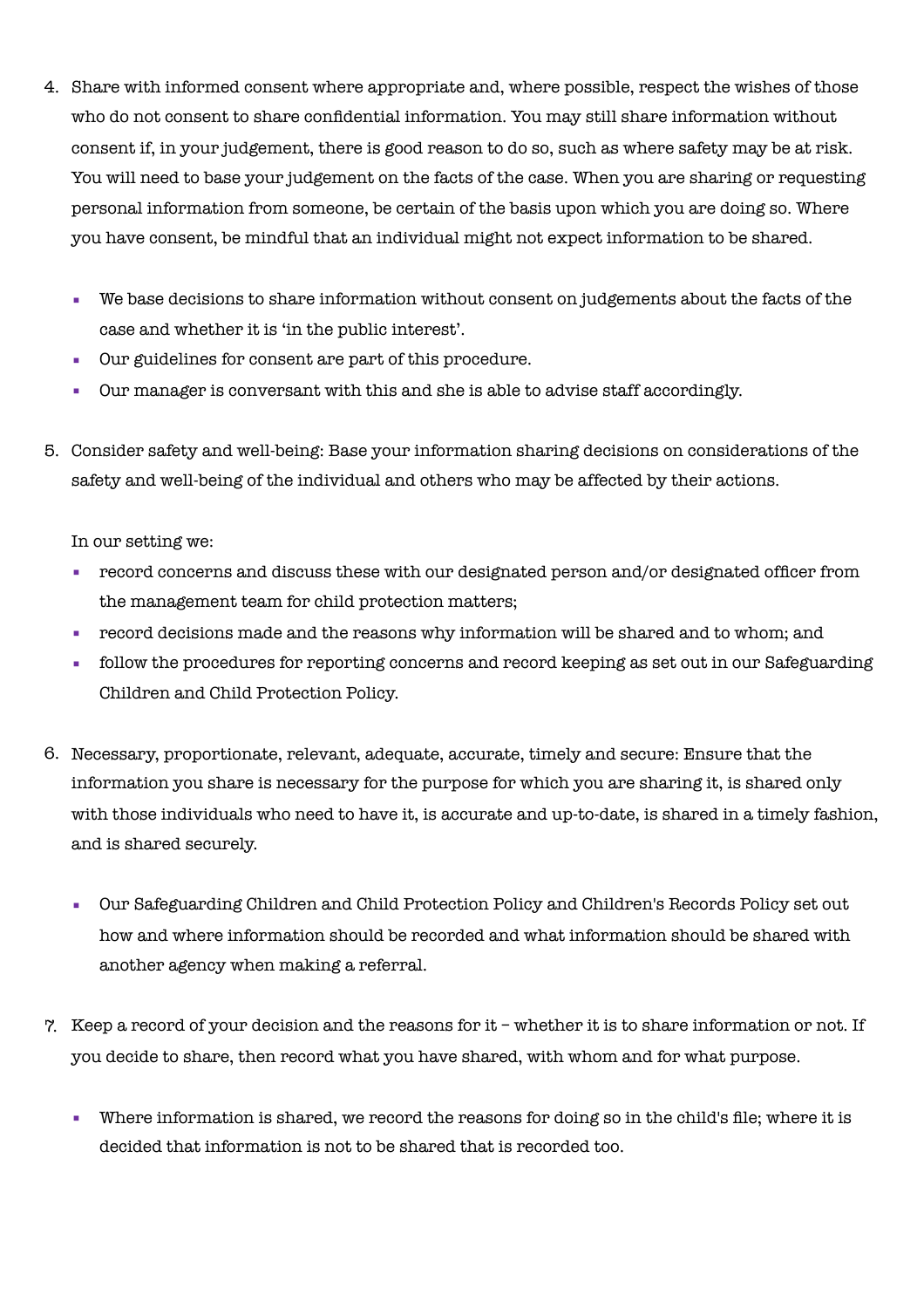4. Share with informed consent where appropriate and, where possible, respect the wishes of those who do not consent to share confidential information. You may still share information without consent if, in your judgement, there is good reason to do so, such as where safety may be at risk. You will need to base your judgement on the facts of the case. When you are sharing or requesting personal information from someone, be certain of the basis upon which you are doing so. Where you have consent, be mindful that an individual might not expect information to be shared.

   - We base decisions to share information without consent on judgements about the facts of the case and whether it is 'in the public interest'.
   - Our guidelines for consent are part of this procedure.
   - Our manager is conversant with this and she is able to advise staff accordingly.

5. Consider safety and well-being: Base your information sharing decisions on considerations of the safety and well-being of the individual and others who may be affected by their actions.

   In our setting we:

   - record concerns and discuss these with our designated person and/or designated officer from the management team for child protection matters;
   - record decisions made and the reasons why information will be shared and to whom; and
   - follow the procedures for reporting concerns and record keeping as set out in our Safeguarding Children and Child Protection Policy.

6. Necessary, proportionate, relevant, adequate, accurate, timely and secure: Ensure that the information you share is necessary for the purpose for which you are sharing it, is shared only with those individuals who need to have it, is accurate and up-to-date, is shared in a timely fashion, and is shared securely.

   - Our Safeguarding Children and Child Protection Policy and Children's Records Policy set out how and where information should be recorded and what information should be shared with another agency when making a referral.

7. Keep a record of your decision and the reasons for it – whether it is to share information or not. If you decide to share, then record what you have shared, with whom and for what purpose.

   - Where information is shared, we record the reasons for doing so in the child's file; where it is decided that information is not to be shared that is recorded too.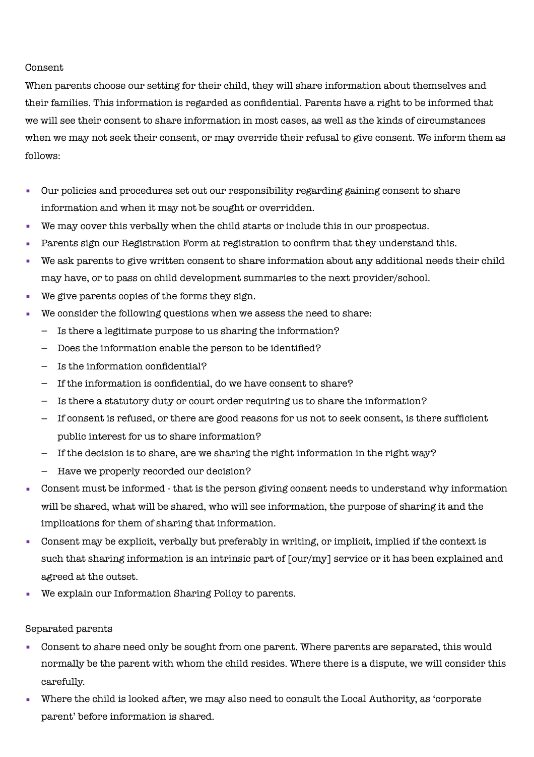## Consent

When parents choose our setting for their child, they will share information about themselves and their families. This information is regarded as confidential. Parents have a right to be informed that we will see their consent to share information in most cases, as well as the kinds of circumstances when we may not seek their consent, or may override their refusal to give consent. We inform them as follows:

- Our policies and procedures set out our responsibility regarding gaining consent to share information and when it may not be sought or overridden.
- We may cover this verbally when the child starts or include this in our prospectus.
- Parents sign our Registration Form at registration to confirm that they understand this.
- We ask parents to give written consent to share information about any additional needs their child may have, or to pass on child development summaries to the next provider/school.
- We give parents copies of the forms they sign.
- We consider the following questions when we assess the need to share:
  - Is there a legitimate purpose to us sharing the information?
  - Does the information enable the person to be identified?
  - Is the information confidential?
  - If the information is confidential, do we have consent to share?
  - Is there a statutory duty or court order requiring us to share the information?
  - If consent is refused, or there are good reasons for us not to seek consent, is there sufficient public interest for us to share information?
  - If the decision is to share, are we sharing the right information in the right way?
  - Have we properly recorded our decision?
- Consent must be informed - that is the person giving consent needs to understand why information will be shared, what will be shared, who will see information, the purpose of sharing it and the implications for them of sharing that information.
- Consent may be explicit, verbally but preferably in writing, or implicit, implied if the context is such that sharing information is an intrinsic part of [our/my] service or it has been explained and agreed at the outset.
- We explain our Information Sharing Policy to parents.

## Separated parents

- Consent to share need only be sought from one parent. Where parents are separated, this would normally be the parent with whom the child resides. Where there is a dispute, we will consider this carefully.
- Where the child is looked after, we may also need to consult the Local Authority, as 'corporate parent' before information is shared.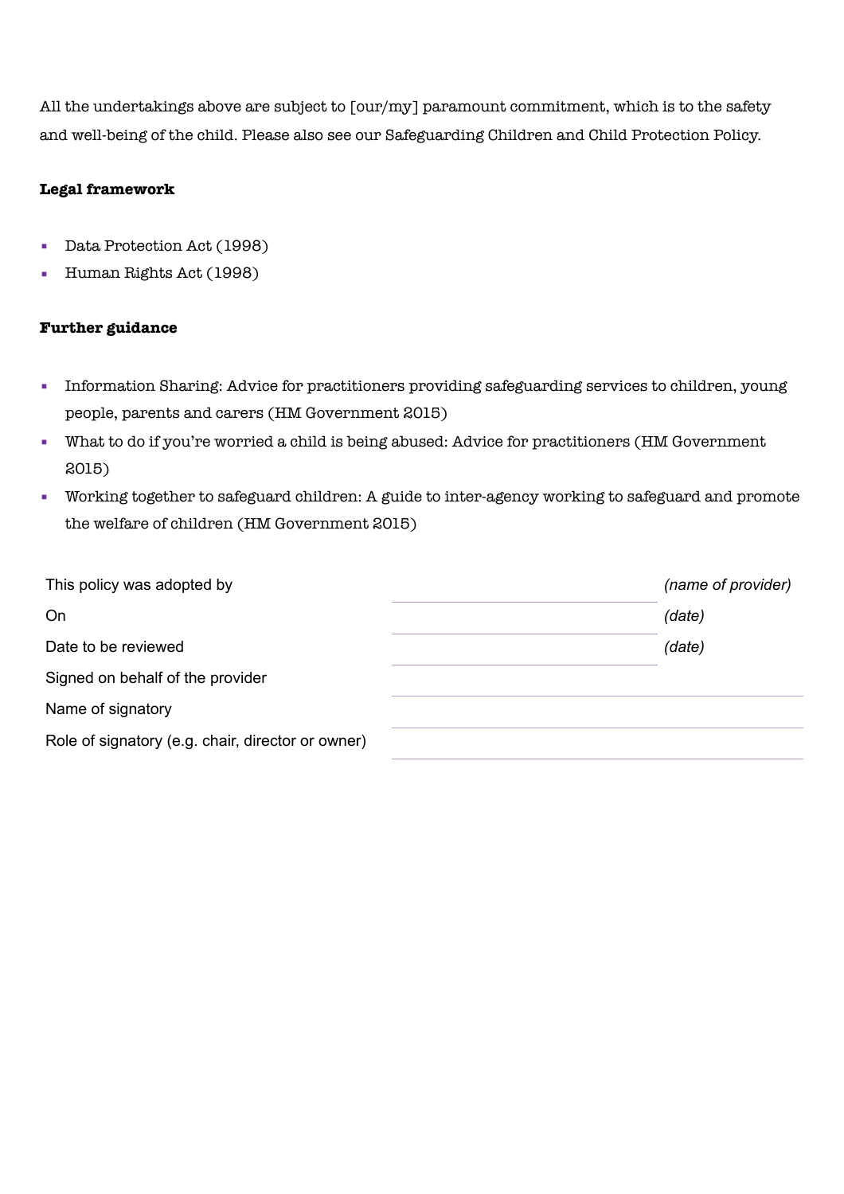All the undertakings above are subject to [our/my] paramount commitment, which is to the safety and well-being of the child. Please also see our Safeguarding Children and Child Protection Policy.

**Legal framework**

- Data Protection Act (1998)
- Human Rights Act (1998)

**Further guidance**

- Information Sharing: Advice for practitioners providing safeguarding services to children, young people, parents and carers (HM Government 2015)
- What to do if you're worried a child is being abused: Advice for practitioners (HM Government 2015)
- Working together to safeguard children: A guide to inter-agency working to safeguard and promote the welfare of children (HM Government 2015)

| | | |
|---|---|---|
| This policy was adopted by | | *(name of provider)* |
| On | | *(date)* |
| Date to be reviewed | | *(date)* |
| Signed on behalf of the provider | | |
| Name of signatory | | |
| Role of signatory (e.g. chair, director or owner) | | |